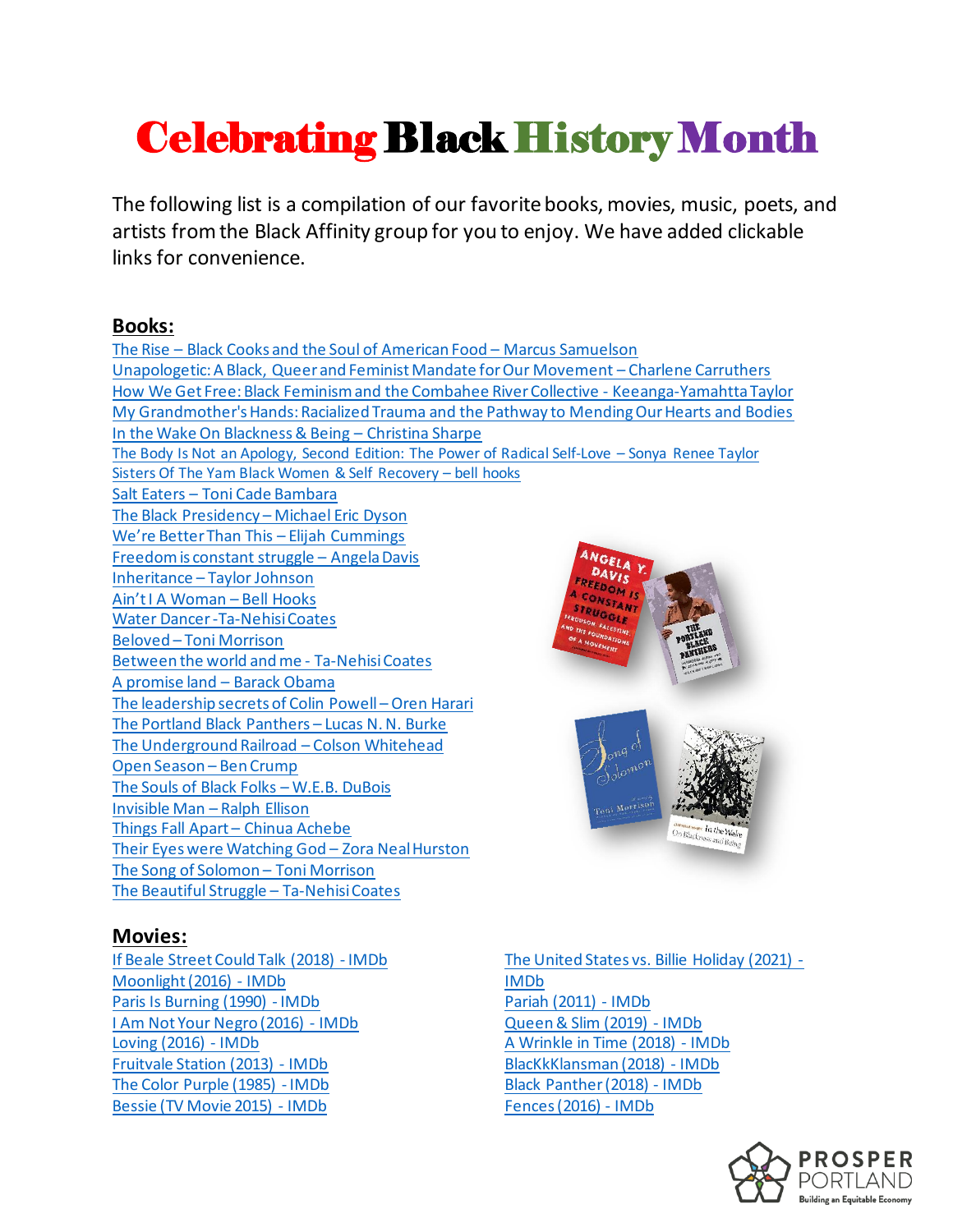# Celebrating Black History Month

The following list is a compilation of our favorite books, movies, music, poets, and artists from the Black Affinity group for you to enjoy. We have added clickable links for convenience.

## Books:

The Rise – Black Cooks and the Soul of American Food – Marcus Samuelson
Unapologetic: A Black, Queer and Feminist Mandate for Our Movement – Charlene Carruthers
How We Get Free: Black Feminism and the Combahee River Collective - Keeanga-Yamahtta Taylor
My Grandmother's Hands: Racialized Trauma and the Pathway to Mending Our Hearts and Bodies
In the Wake On Blackness & Being – Christina Sharpe
The Body Is Not an Apology, Second Edition: The Power of Radical Self-Love – Sonya Renee Taylor
Sisters Of The Yam Black Women & Self Recovery – bell hooks
Salt Eaters – Toni Cade Bambara
The Black Presidency – Michael Eric Dyson
We're Better Than This – Elijah Cummings
Freedom is constant struggle – Angela Davis
Inheritance – Taylor Johnson
Ain't I A Woman – Bell Hooks
Water Dancer -Ta-Nehisi Coates
Beloved – Toni Morrison
Between the world and me - Ta-Nehisi Coates
A promise land – Barack Obama
The leadership secrets of Colin Powell – Oren Harari
The Portland Black Panthers – Lucas N. N. Burke
The Underground Railroad – Colson Whitehead
Open Season – Ben Crump
The Souls of Black Folks – W.E.B. DuBois
Invisible Man – Ralph Ellison
Things Fall Apart – Chinua Achebe
Their Eyes were Watching God – Zora Neal Hurston
The Song of Solomon – Toni Morrison
The Beautiful Struggle – Ta-Nehisi Coates

## Movies:

If Beale Street Could Talk (2018) - IMDb
Moonlight (2016) - IMDb
Paris Is Burning (1990) - IMDb
I Am Not Your Negro (2016) - IMDb
Loving (2016) - IMDb
Fruitvale Station (2013) - IMDb
The Color Purple (1985) - IMDb
Bessie (TV Movie 2015) - IMDb
The United States vs. Billie Holiday (2021) - IMDb
Pariah (2011) - IMDb
Queen & Slim (2019) - IMDb
A Wrinkle in Time (2018) - IMDb
BlacKkKlansman (2018) - IMDb
Black Panther (2018) - IMDb
Fences (2016) - IMDb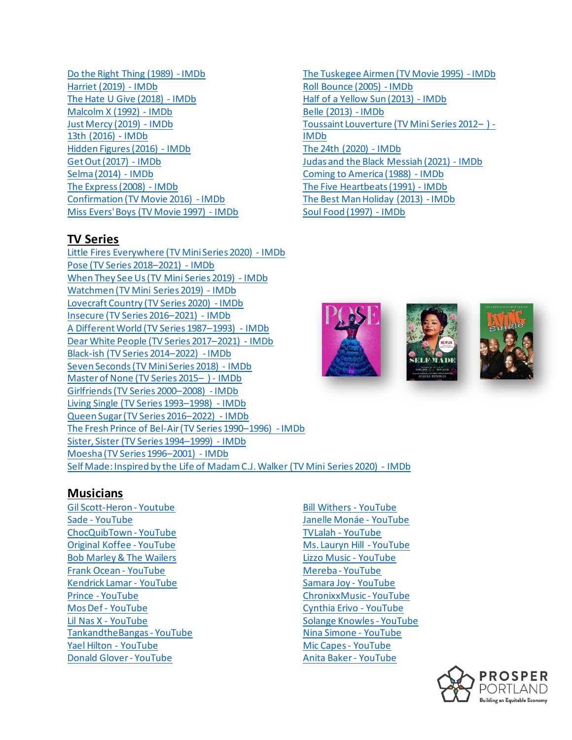Do the Right Thing (1989) - IMDb
Harriet (2019) - IMDb
The Hate U Give (2018) - IMDb
Malcolm X (1992) - IMDb
Just Mercy (2019) - IMDb
13th (2016) - IMDb
Hidden Figures (2016) - IMDb
Get Out (2017) - IMDb
Selma (2014) - IMDb
The Express (2008) - IMDb
Confirmation (TV Movie 2016) - IMDb
Miss Evers' Boys (TV Movie 1997) - IMDb
The Tuskegee Airmen (TV Movie 1995) - IMDb
Roll Bounce (2005) - IMDb
Half of a Yellow Sun (2013) - IMDb
Belle (2013) - IMDb
Toussaint Louverture (TV Mini Series 2012– ) - IMDb
The 24th (2020) - IMDb
Judas and the Black Messiah (2021) - IMDb
Coming to America (1988) - IMDb
The Five Heartbeats (1991) - IMDb
The Best Man Holiday (2013) - IMDb
Soul Food (1997) - IMDb

## TV Series

Little Fires Everywhere (TV Mini Series 2020) - IMDb
Pose (TV Series 2018–2021) - IMDb
When They See Us (TV Mini Series 2019) - IMDb
Watchmen (TV Mini Series 2019) - IMDb
Lovecraft Country (TV Series 2020) - IMDb
Insecure (TV Series 2016–2021) - IMDb
A Different World (TV Series 1987–1993) - IMDb
Dear White People (TV Series 2017–2021) - IMDb
Black-ish (TV Series 2014–2022) - IMDb
Seven Seconds (TV Mini Series 2018) - IMDb
Master of None (TV Series 2015– ) - IMDb
Girlfriends (TV Series 2000–2008) - IMDb
Living Single (TV Series 1993–1998) - IMDb
Queen Sugar (TV Series 2016–2022) - IMDb
The Fresh Prince of Bel-Air (TV Series 1990–1996) - IMDb
Sister, Sister (TV Series 1994–1999) - IMDb
Moesha (TV Series 1996–2001) - IMDb
Self Made: Inspired by the Life of Madam C.J. Walker (TV Mini Series 2020) - IMDb

## Musicians

Gil Scott-Heron - Youtube
Sade - YouTube
ChocQuibTown - YouTube
Original Koffee - YouTube
Bob Marley & The Wailers
Frank Ocean - YouTube
Kendrick Lamar - YouTube
Prince - YouTube
Mos Def - YouTube
Lil Nas X - YouTube
TankandtheBangas - YouTube
Yael Hilton - YouTube
Donald Glover - YouTube
Bill Withers - YouTube
Janelle Monáe - YouTube
TVLalah - YouTube
Ms. Lauryn Hill - YouTube
Lizzo Music - YouTube
Mereba - YouTube
Samara Joy - YouTube
ChronixxMusic - YouTube
Cynthia Erivo - YouTube
Solange Knowles - YouTube
Nina Simone - YouTube
Mic Capes - YouTube
Anita Baker - YouTube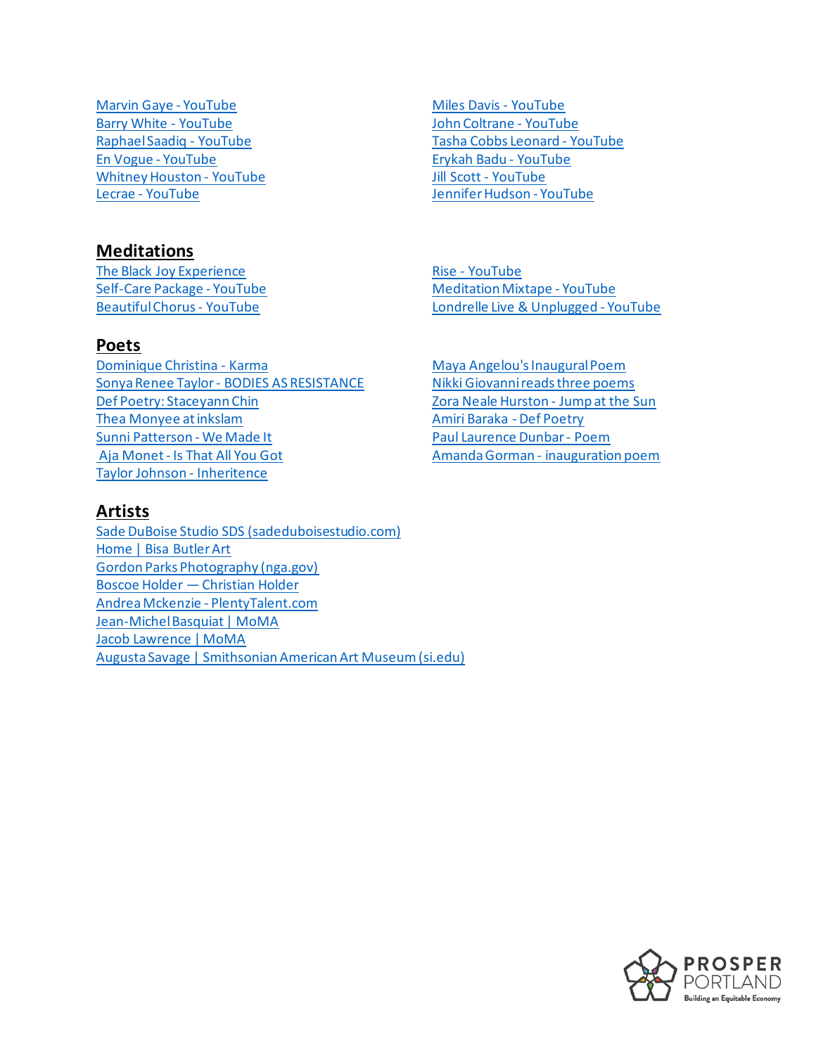Marvin Gaye - YouTube
Barry White - YouTube
Raphael Saadiq - YouTube
En Vogue - YouTube
Whitney Houston - YouTube
Lecrae - YouTube

Miles Davis - YouTube
John Coltrane - YouTube
Tasha Cobbs Leonard - YouTube
Erykah Badu - YouTube
Jill Scott - YouTube
Jennifer Hudson - YouTube

## Meditations

The Black Joy Experience
Self-Care Package - YouTube
Beautiful Chorus - YouTube

Rise - YouTube
Meditation Mixtape - YouTube
Londrelle Live & Unplugged - YouTube

## Poets

Dominique Christina - Karma
Sonya Renee Taylor - BODIES AS RESISTANCE
Def Poetry: Staceyann Chin
Thea Monyee at inkslam
Sunni Patterson - We Made It
Aja Monet - Is That All You Got
Taylor Johnson - Inheritence

Maya Angelou's Inaugural Poem
Nikki Giovanni reads three poems
Zora Neale Hurston - Jump at the Sun
Amiri Baraka - Def Poetry
Paul Laurence Dunbar - Poem
Amanda Gorman - inauguration poem

## Artists

Sade DuBoise Studio SDS (sadeduboisestudio.com)
Home | Bisa Butler Art
Gordon Parks Photography (nga.gov)
Boscoe Holder — Christian Holder
Andrea Mckenzie - PlentyTalent.com
Jean-Michel Basquiat | MoMA
Jacob Lawrence | MoMA
Augusta Savage | Smithsonian American Art Museum (si.edu)

PROSPER PORTLAND
Building an Equitable Economy